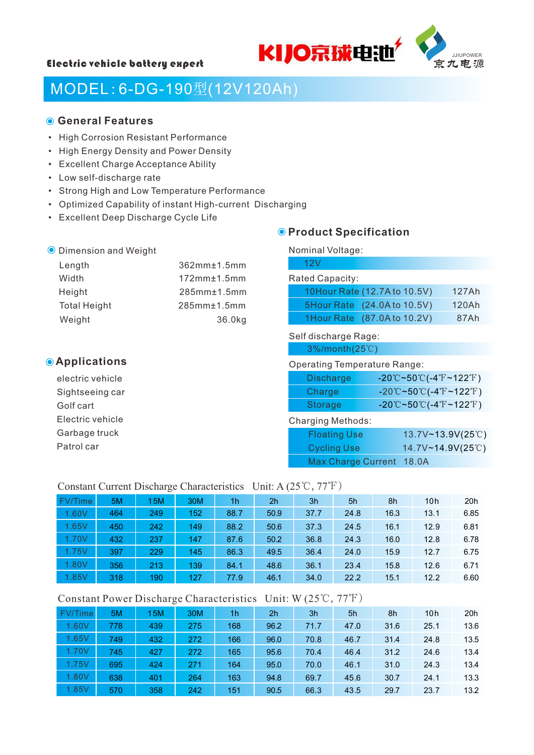Electric vehicle battery expert

KIJO京球电池 JJIUPOWER 京九电源

# MODEL：6-DG-190型(12V120Ah)

## General Features

- High Corrosion Resistant Performance
- High Energy Density and Power Density
- Excellent Charge Acceptance Ability
- Low self-discharge rate
- Strong High and Low Temperature Performance
- Optimized Capability of instant High-current Discharging
- Excellent Deep Discharge Cycle Life

## Dimension and Weight

| | |
|---|---|
| Length | 362mm±1.5mm |
| Width | 172mm±1.5mm |
| Height | 285mm±1.5mm |
| Total Height | 285mm±1.5mm |
| Weight | 36.0kg |

## Applications

electric vehicle
Sightseeing car
Golf cart
Electric vehicle
Garbage truck
Patrol car

## Product Specification

Nominal Voltage:

12V

Rated Capacity:

| | |
|---|---|
| 10Hour Rate (12.7A to 10.5V) | 127Ah |
| 5Hour Rate (24.0A to 10.5V) | 120Ah |
| 1Hour Rate (87.0A to 10.2V) | 87Ah |

Self discharge Rage:

3%/month(25℃)

Operating Temperature Range:

| | |
|---|---|
| Discharge | -20℃~50℃(-4℉~122℉) |
| Charge | -20℃~50℃(-4℉~122℉) |
| Storage | -20℃~50℃(-4℉~122℉) |

Charging Methods:

| | |
|---|---|
| Floating Use | 13.7V~13.9V(25℃) |
| Cycling Use | 14.7V~14.9V(25℃) |
| Max Charge Current | 18.0A |

Constant Current Discharge Characteristics Unit: A (25℃, 77℉)

| FV/Time | 5M | 15M | 30M | 1h | 2h | 3h | 5h | 8h | 10h | 20h |
|---|---|---|---|---|---|---|---|---|---|---|
| 1.60V | 464 | 249 | 152 | 88.7 | 50.9 | 37.7 | 24.8 | 16.3 | 13.1 | 6.85 |
| 1.65V | 450 | 242 | 149 | 88.2 | 50.6 | 37.3 | 24.5 | 16.1 | 12.9 | 6.81 |
| 1.70V | 432 | 237 | 147 | 87.6 | 50.2 | 36.8 | 24.3 | 16.0 | 12.8 | 6.78 |
| 1.75V | 397 | 229 | 145 | 86.3 | 49.5 | 36.4 | 24.0 | 15.9 | 12.7 | 6.75 |
| 1.80V | 356 | 213 | 139 | 84.1 | 48.6 | 36.1 | 23.4 | 15.8 | 12.6 | 6.71 |
| 1.85V | 318 | 190 | 127 | 77.9 | 46.1 | 34.0 | 22.2 | 15.1 | 12.2 | 6.60 |

Constant Power Discharge Characteristics Unit: W (25℃, 77℉)

| FV/Time | 5M | 15M | 30M | 1h | 2h | 3h | 5h | 8h | 10h | 20h |
|---|---|---|---|---|---|---|---|---|---|---|
| 1.60V | 778 | 439 | 275 | 168 | 96.2 | 71.7 | 47.0 | 31.6 | 25.1 | 13.6 |
| 1.65V | 749 | 432 | 272 | 166 | 96.0 | 70.8 | 46.7 | 31.4 | 24.8 | 13.5 |
| 1.70V | 745 | 427 | 272 | 165 | 95.6 | 70.4 | 46.4 | 31.2 | 24.6 | 13.4 |
| 1.75V | 695 | 424 | 271 | 164 | 95.0 | 70.0 | 46.1 | 31.0 | 24.3 | 13.4 |
| 1.80V | 638 | 401 | 264 | 163 | 94.8 | 69.7 | 45.6 | 30.7 | 24.1 | 13.3 |
| 1.85V | 570 | 358 | 242 | 151 | 90.5 | 66.3 | 43.5 | 29.7 | 23.7 | 13.2 |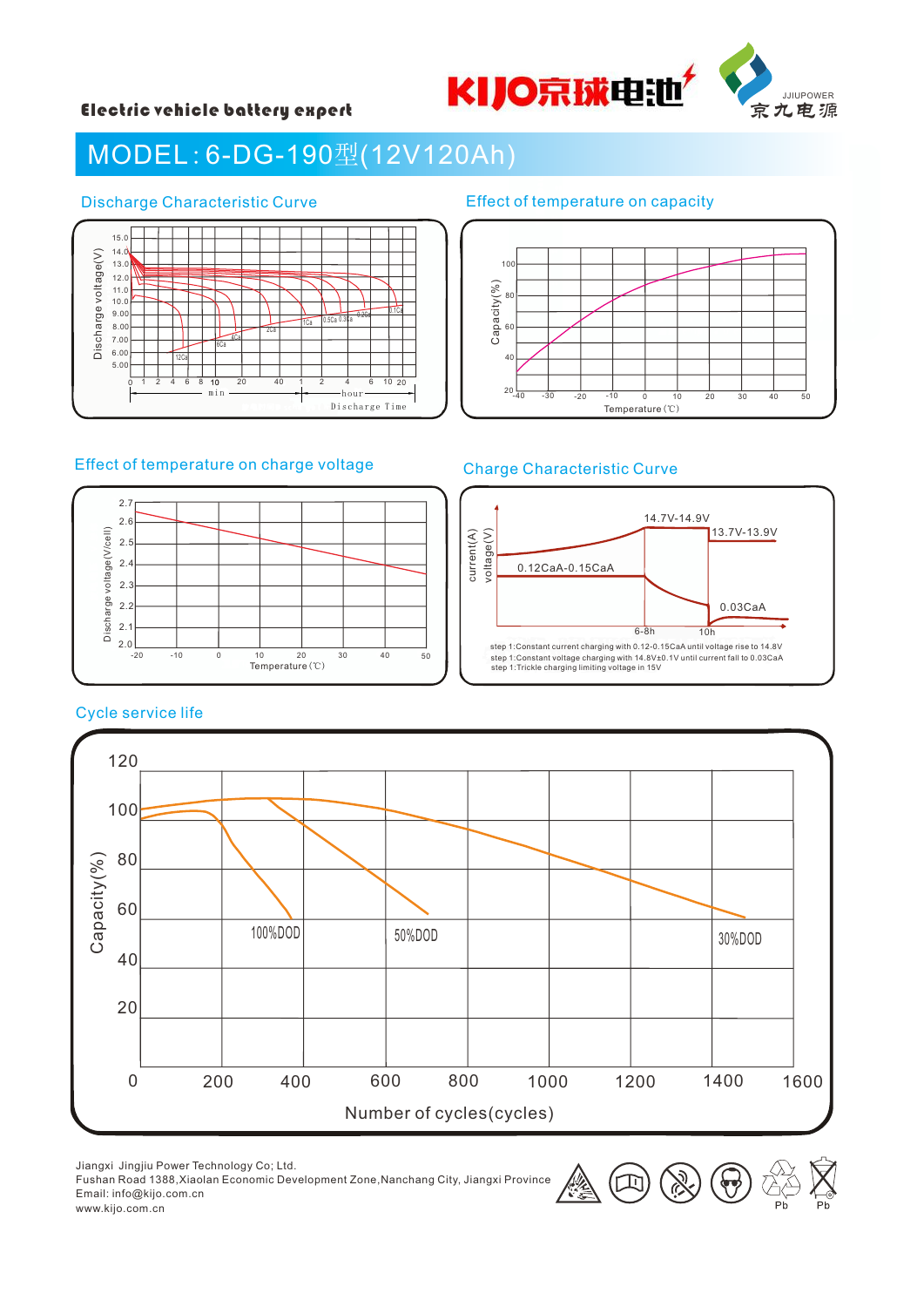Electric vehicle battery expert

KIJO京球电池 JJIUPOWER 京九电源

# MODEL：6-DG-190型(12V120Ah)

## Discharge Characteristic Curve

Discharge voltage(V)

15.0
14.0
13.0
12.0
11.0
10.0
9.00
8.00
7.00
6.00
5.00

0 1 2 4 6 8 10 20 40 1 2 4 6 10 20

min hour

Discharge Time

12Ca 8Ca 6Ca 4Ca 2Ca 1Ca 0.5Ca 0.3Ca 0.2Ca 0.1Ca

## Effect of temperature on capacity

Capacity(%)

100
80
60
40
20

-40 -30 -20 -10 0 10 20 30 40 50

Temperature(℃)

## Effect of temperature on charge voltage

Discharge voltage(V/cell)

2.7
2.6
2.5
2.4
2.3
2.2
2.1
2.0

-20 -10 0 10 20 30 40 50

Temperature(℃)

## Charge Characteristic Curve

current(A)
voltage(V)

14.7V-14.9V
13.7V-13.9V
0.12CaA-0.15CaA
0.03CaA
6-8h
10h

step 1:Constant current charging with 0.12-0.15CaA until voltage rise to 14.8V
step 1:Constant voltage charging with 14.8V±0.1V until current fall to 0.03CaA
step 1:Trickle charging limiting voltage in 15V

## Cycle service life

Capacity(%)

120
100
80
60
40
20
0

200 400 600 800 1000 1200 1400 1600

Number of cycles(cycles)

100%DOD
50%DOD
30%DOD

Jiangxi Jingjiu Power Technology Co; Ltd.
Fushan Road 1388,Xiaolan Economic Development Zone,Nanchang City, Jiangxi Province
Email: info@kijo.com.cn
www.kijo.com.cn

Pb Pb